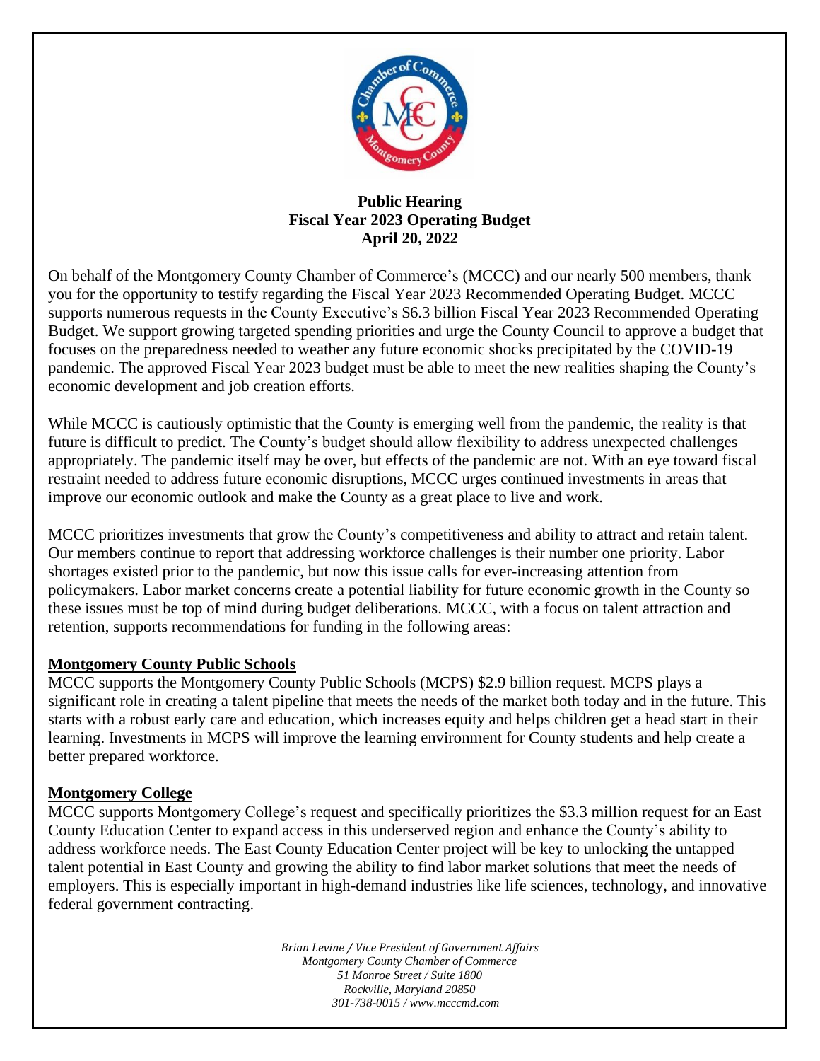**Public Hearing**
**Fiscal Year 2023 Operating Budget**
**April 20, 2022**

On behalf of the Montgomery County Chamber of Commerce's (MCCC) and our nearly 500 members, thank you for the opportunity to testify regarding the Fiscal Year 2023 Recommended Operating Budget. MCCC supports numerous requests in the County Executive's $6.3 billion Fiscal Year 2023 Recommended Operating Budget. We support growing targeted spending priorities and urge the County Council to approve a budget that focuses on the preparedness needed to weather any future economic shocks precipitated by the COVID-19 pandemic. The approved Fiscal Year 2023 budget must be able to meet the new realities shaping the County's economic development and job creation efforts.

While MCCC is cautiously optimistic that the County is emerging well from the pandemic, the reality is that future is difficult to predict. The County's budget should allow flexibility to address unexpected challenges appropriately. The pandemic itself may be over, but effects of the pandemic are not. With an eye toward fiscal restraint needed to address future economic disruptions, MCCC urges continued investments in areas that improve our economic outlook and make the County as a great place to live and work.

MCCC prioritizes investments that grow the County's competitiveness and ability to attract and retain talent. Our members continue to report that addressing workforce challenges is their number one priority. Labor shortages existed prior to the pandemic, but now this issue calls for ever-increasing attention from policymakers. Labor market concerns create a potential liability for future economic growth in the County so these issues must be top of mind during budget deliberations. MCCC, with a focus on talent attraction and retention, supports recommendations for funding in the following areas:

**Montgomery County Public Schools**

MCCC supports the Montgomery County Public Schools (MCPS) $2.9 billion request. MCPS plays a significant role in creating a talent pipeline that meets the needs of the market both today and in the future. This starts with a robust early care and education, which increases equity and helps children get a head start in their learning. Investments in MCPS will improve the learning environment for County students and help create a better prepared workforce.

**Montgomery College**

MCCC supports Montgomery College's request and specifically prioritizes the $3.3 million request for an East County Education Center to expand access in this underserved region and enhance the County's ability to address workforce needs. The East County Education Center project will be key to unlocking the untapped talent potential in East County and growing the ability to find labor market solutions that meet the needs of employers. This is especially important in high-demand industries like life sciences, technology, and innovative federal government contracting.

*Brian Levine / Vice President of Government Affairs*
*Montgomery County Chamber of Commerce*
*51 Monroe Street / Suite 1800*
*Rockville, Maryland 20850*
*301-738-0015 / www.mcccmd.com*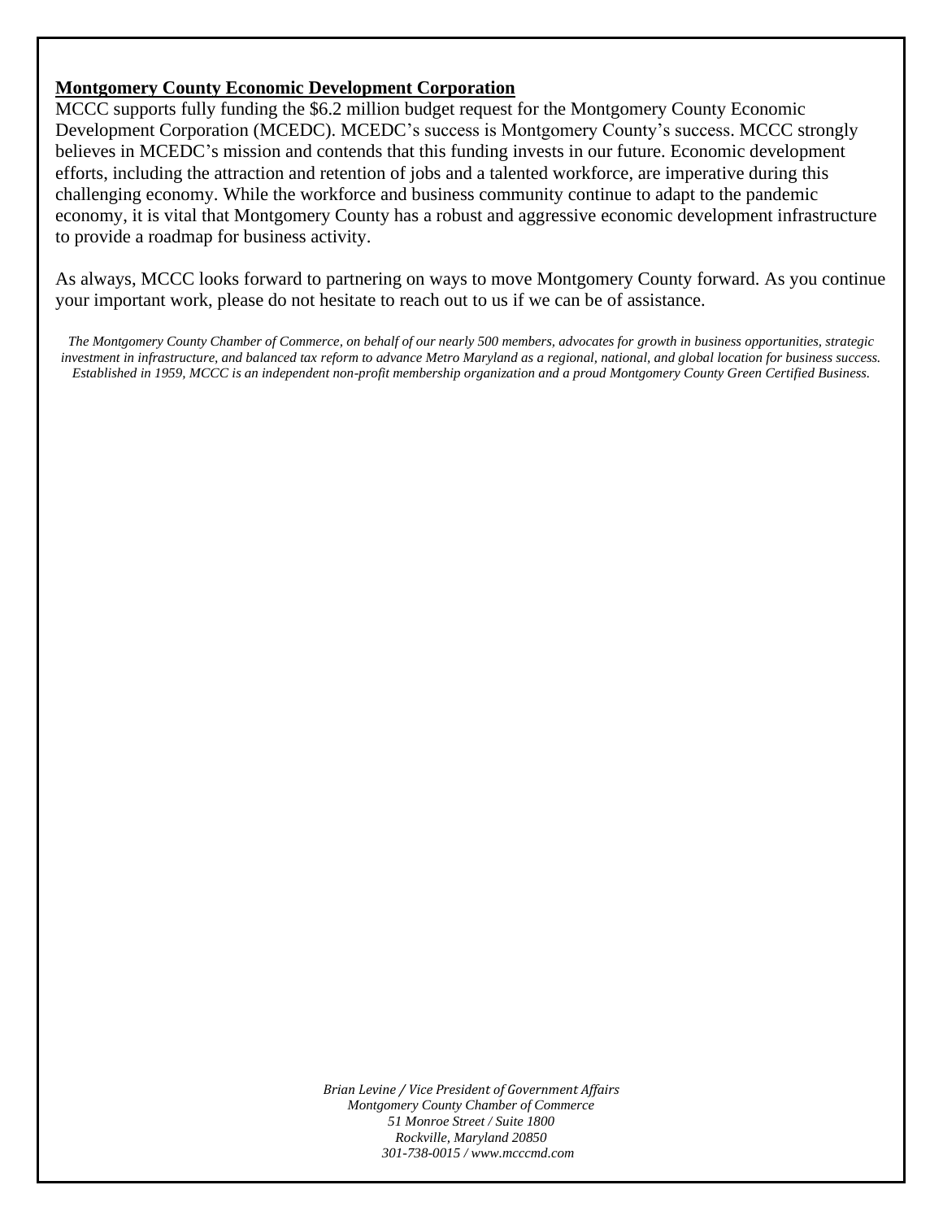**Montgomery County Economic Development Corporation**

MCCC supports fully funding the $6.2 million budget request for the Montgomery County Economic Development Corporation (MCEDC). MCEDC's success is Montgomery County's success. MCCC strongly believes in MCEDC's mission and contends that this funding invests in our future. Economic development efforts, including the attraction and retention of jobs and a talented workforce, are imperative during this challenging economy. While the workforce and business community continue to adapt to the pandemic economy, it is vital that Montgomery County has a robust and aggressive economic development infrastructure to provide a roadmap for business activity.

As always, MCCC looks forward to partnering on ways to move Montgomery County forward. As you continue your important work, please do not hesitate to reach out to us if we can be of assistance.

*The Montgomery County Chamber of Commerce, on behalf of our nearly 500 members, advocates for growth in business opportunities, strategic investment in infrastructure, and balanced tax reform to advance Metro Maryland as a regional, national, and global location for business success. Established in 1959, MCCC is an independent non-profit membership organization and a proud Montgomery County Green Certified Business.*

*Brian Levine / Vice President of Government Affairs*
*Montgomery County Chamber of Commerce*
*51 Monroe Street / Suite 1800*
*Rockville, Maryland 20850*
*301-738-0015 / www.mcccmd.com*